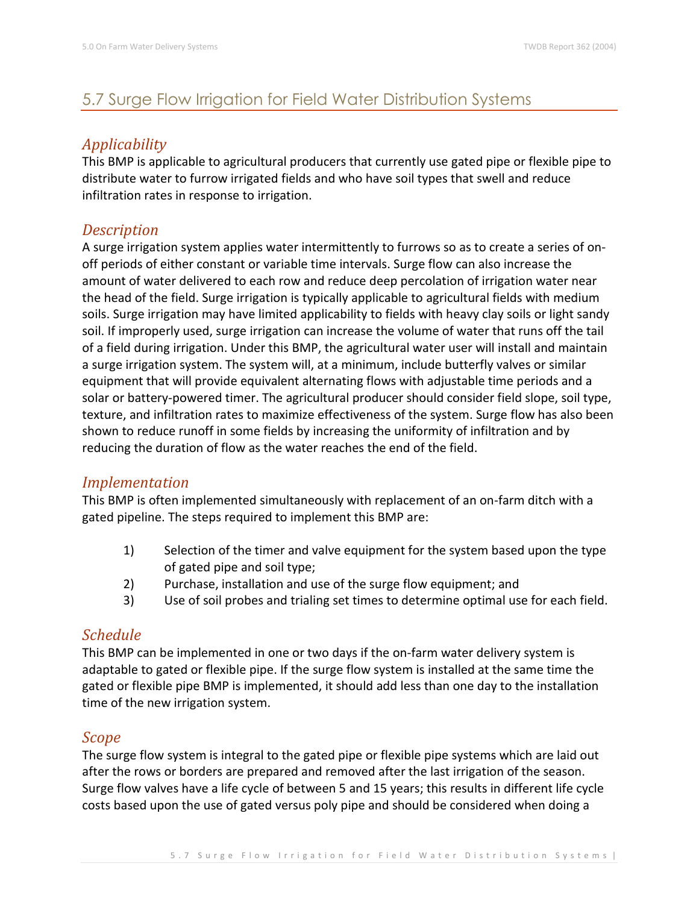## 5.7 Surge Flow Irrigation for Field Water Distribution Systems

### *Applicability*

This BMP is applicable to agricultural producers that currently use gated pipe or flexible pipe to distribute water to furrow irrigated fields and who have soil types that swell and reduce infiltration rates in response to irrigation.

### *Description*

A surge irrigation system applies water intermittently to furrows so as to create a series of on-off periods of either constant or variable time intervals. Surge flow can also increase the amount of water delivered to each row and reduce deep percolation of irrigation water near the head of the field. Surge irrigation is typically applicable to agricultural fields with medium soils. Surge irrigation may have limited applicability to fields with heavy clay soils or light sandy soil. If improperly used, surge irrigation can increase the volume of water that runs off the tail of a field during irrigation. Under this BMP, the agricultural water user will install and maintain a surge irrigation system. The system will, at a minimum, include butterfly valves or similar equipment that will provide equivalent alternating flows with adjustable time periods and a solar or battery-powered timer. The agricultural producer should consider field slope, soil type, texture, and infiltration rates to maximize effectiveness of the system. Surge flow has also been shown to reduce runoff in some fields by increasing the uniformity of infiltration and by reducing the duration of flow as the water reaches the end of the field.

### *Implementation*

This BMP is often implemented simultaneously with replacement of an on-farm ditch with a gated pipeline. The steps required to implement this BMP are:

1) Selection of the timer and valve equipment for the system based upon the type of gated pipe and soil type;
2) Purchase, installation and use of the surge flow equipment; and
3) Use of soil probes and trialing set times to determine optimal use for each field.

### *Schedule*

This BMP can be implemented in one or two days if the on-farm water delivery system is adaptable to gated or flexible pipe. If the surge flow system is installed at the same time the gated or flexible pipe BMP is implemented, it should add less than one day to the installation time of the new irrigation system.

### *Scope*

The surge flow system is integral to the gated pipe or flexible pipe systems which are laid out after the rows or borders are prepared and removed after the last irrigation of the season. Surge flow valves have a life cycle of between 5 and 15 years; this results in different life cycle costs based upon the use of gated versus poly pipe and should be considered when doing a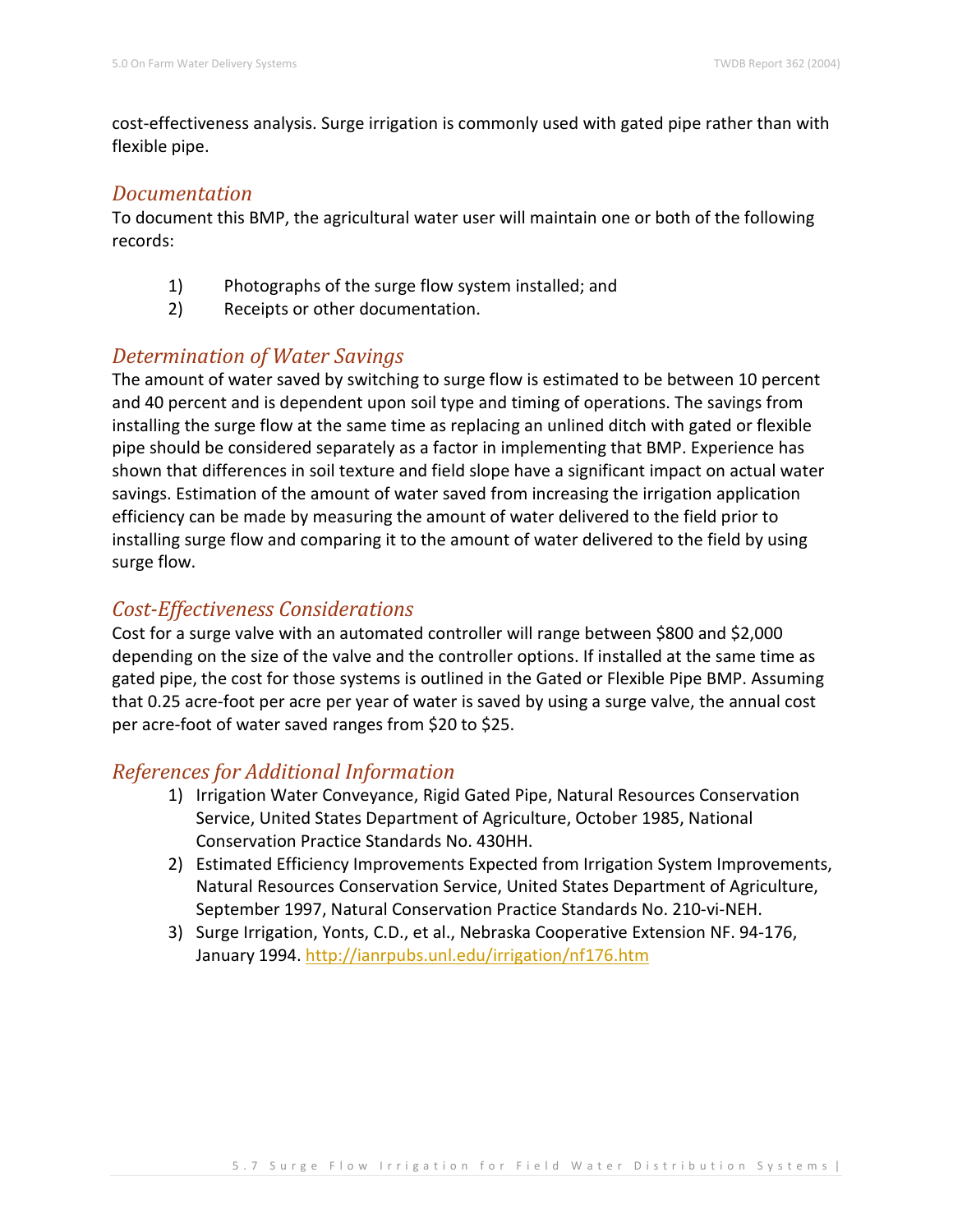cost-effectiveness analysis. Surge irrigation is commonly used with gated pipe rather than with flexible pipe.

## *Documentation*

To document this BMP, the agricultural water user will maintain one or both of the following records:

1) Photographs of the surge flow system installed; and
2) Receipts or other documentation.

## *Determination of Water Savings*

The amount of water saved by switching to surge flow is estimated to be between 10 percent and 40 percent and is dependent upon soil type and timing of operations. The savings from installing the surge flow at the same time as replacing an unlined ditch with gated or flexible pipe should be considered separately as a factor in implementing that BMP. Experience has shown that differences in soil texture and field slope have a significant impact on actual water savings. Estimation of the amount of water saved from increasing the irrigation application efficiency can be made by measuring the amount of water delivered to the field prior to installing surge flow and comparing it to the amount of water delivered to the field by using surge flow.

## *Cost-Effectiveness Considerations*

Cost for a surge valve with an automated controller will range between $800 and $2,000 depending on the size of the valve and the controller options. If installed at the same time as gated pipe, the cost for those systems is outlined in the Gated or Flexible Pipe BMP. Assuming that 0.25 acre-foot per acre per year of water is saved by using a surge valve, the annual cost per acre-foot of water saved ranges from $20 to $25.

## *References for Additional Information*

1) Irrigation Water Conveyance, Rigid Gated Pipe, Natural Resources Conservation Service, United States Department of Agriculture, October 1985, National Conservation Practice Standards No. 430HH.
2) Estimated Efficiency Improvements Expected from Irrigation System Improvements, Natural Resources Conservation Service, United States Department of Agriculture, September 1997, Natural Conservation Practice Standards No. 210-vi-NEH.
3) Surge Irrigation, Yonts, C.D., et al., Nebraska Cooperative Extension NF. 94-176, January 1994. http://ianrpubs.unl.edu/irrigation/nf176.htm